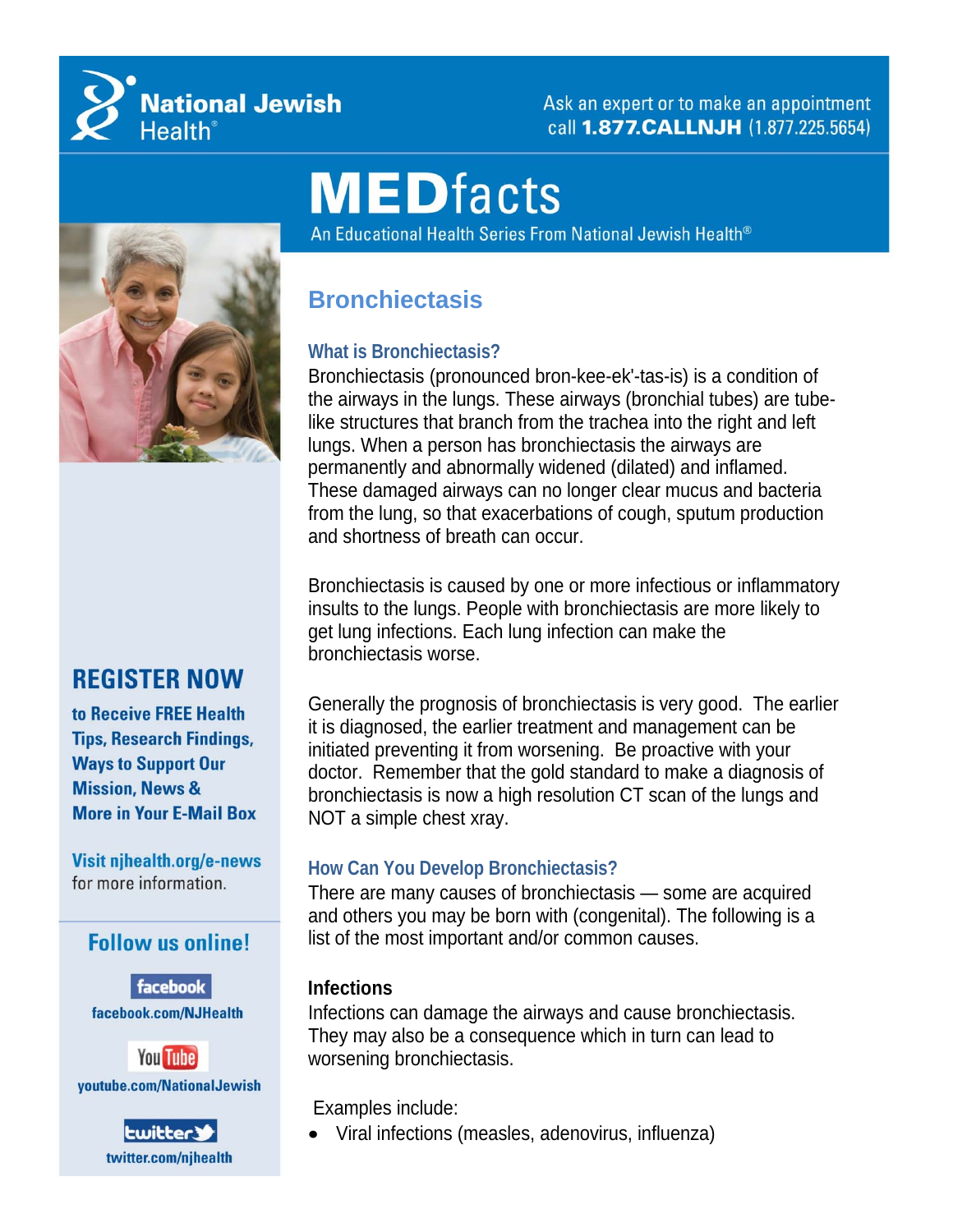National Jewish Health®

Ask an expert or to make an appointment call **1.877.CALLNJH** (1.877.225.5654)

# MEDfacts

An Educational Health Series From National Jewish Health®

## Bronchiectasis

### What is Bronchiectasis?

Bronchiectasis (pronounced bron-kee-ek'-tas-is) is a condition of the airways in the lungs. These airways (bronchial tubes) are tube-like structures that branch from the trachea into the right and left lungs. When a person has bronchiectasis the airways are permanently and abnormally widened (dilated) and inflamed. These damaged airways can no longer clear mucus and bacteria from the lung, so that exacerbations of cough, sputum production and shortness of breath can occur.

Bronchiectasis is caused by one or more infectious or inflammatory insults to the lungs. People with bronchiectasis are more likely to get lung infections. Each lung infection can make the bronchiectasis worse.

Generally the prognosis of bronchiectasis is very good. The earlier it is diagnosed, the earlier treatment and management can be initiated preventing it from worsening. Be proactive with your doctor. Remember that the gold standard to make a diagnosis of bronchiectasis is now a high resolution CT scan of the lungs and NOT a simple chest xray.

### How Can You Develop Bronchiectasis?

There are many causes of bronchiectasis — some are acquired and others you may be born with (congenital). The following is a list of the most important and/or common causes.

**Infections**

Infections can damage the airways and cause bronchiectasis. They may also be a consequence which in turn can lead to worsening bronchiectasis.

Examples include:

- Viral infections (measles, adenovirus, influenza)

**REGISTER NOW**

**to Receive FREE Health Tips, Research Findings, Ways to Support Our Mission, News & More in Your E-Mail Box**

**Visit njhealth.org/e-news** for more information.

**Follow us online!**

facebook — facebook.com/NJHealth

YouTube — youtube.com/NationalJewish

twitter — twitter.com/njhealth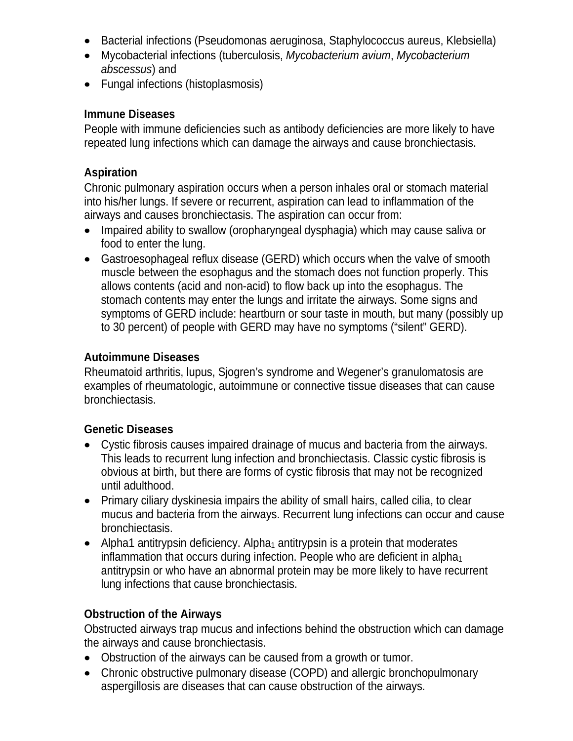- Bacterial infections (Pseudomonas aeruginosa, Staphylococcus aureus, Klebsiella)
- Mycobacterial infections (tuberculosis, *Mycobacterium avium*, *Mycobacterium abscessus*) and
- Fungal infections (histoplasmosis)

**Immune Diseases**
People with immune deficiencies such as antibody deficiencies are more likely to have repeated lung infections which can damage the airways and cause bronchiectasis.

**Aspiration**
Chronic pulmonary aspiration occurs when a person inhales oral or stomach material into his/her lungs. If severe or recurrent, aspiration can lead to inflammation of the airways and causes bronchiectasis. The aspiration can occur from:

- Impaired ability to swallow (oropharyngeal dysphagia) which may cause saliva or food to enter the lung.
- Gastroesophageal reflux disease (GERD) which occurs when the valve of smooth muscle between the esophagus and the stomach does not function properly. This allows contents (acid and non-acid) to flow back up into the esophagus. The stomach contents may enter the lungs and irritate the airways. Some signs and symptoms of GERD include: heartburn or sour taste in mouth, but many (possibly up to 30 percent) of people with GERD may have no symptoms ("silent" GERD).

**Autoimmune Diseases**
Rheumatoid arthritis, lupus, Sjogren's syndrome and Wegener's granulomatosis are examples of rheumatologic, autoimmune or connective tissue diseases that can cause bronchiectasis.

**Genetic Diseases**

- Cystic fibrosis causes impaired drainage of mucus and bacteria from the airways. This leads to recurrent lung infection and bronchiectasis. Classic cystic fibrosis is obvious at birth, but there are forms of cystic fibrosis that may not be recognized until adulthood.
- Primary ciliary dyskinesia impairs the ability of small hairs, called cilia, to clear mucus and bacteria from the airways. Recurrent lung infections can occur and cause bronchiectasis.
- Alpha1 antitrypsin deficiency. $Alpha_1$ antitrypsin is a protein that moderates inflammation that occurs during infection. People who are deficient in $alpha_1$ antitrypsin or who have an abnormal protein may be more likely to have recurrent lung infections that cause bronchiectasis.

**Obstruction of the Airways**
Obstructed airways trap mucus and infections behind the obstruction which can damage the airways and cause bronchiectasis.

- Obstruction of the airways can be caused from a growth or tumor.
- Chronic obstructive pulmonary disease (COPD) and allergic bronchopulmonary aspergillosis are diseases that can cause obstruction of the airways.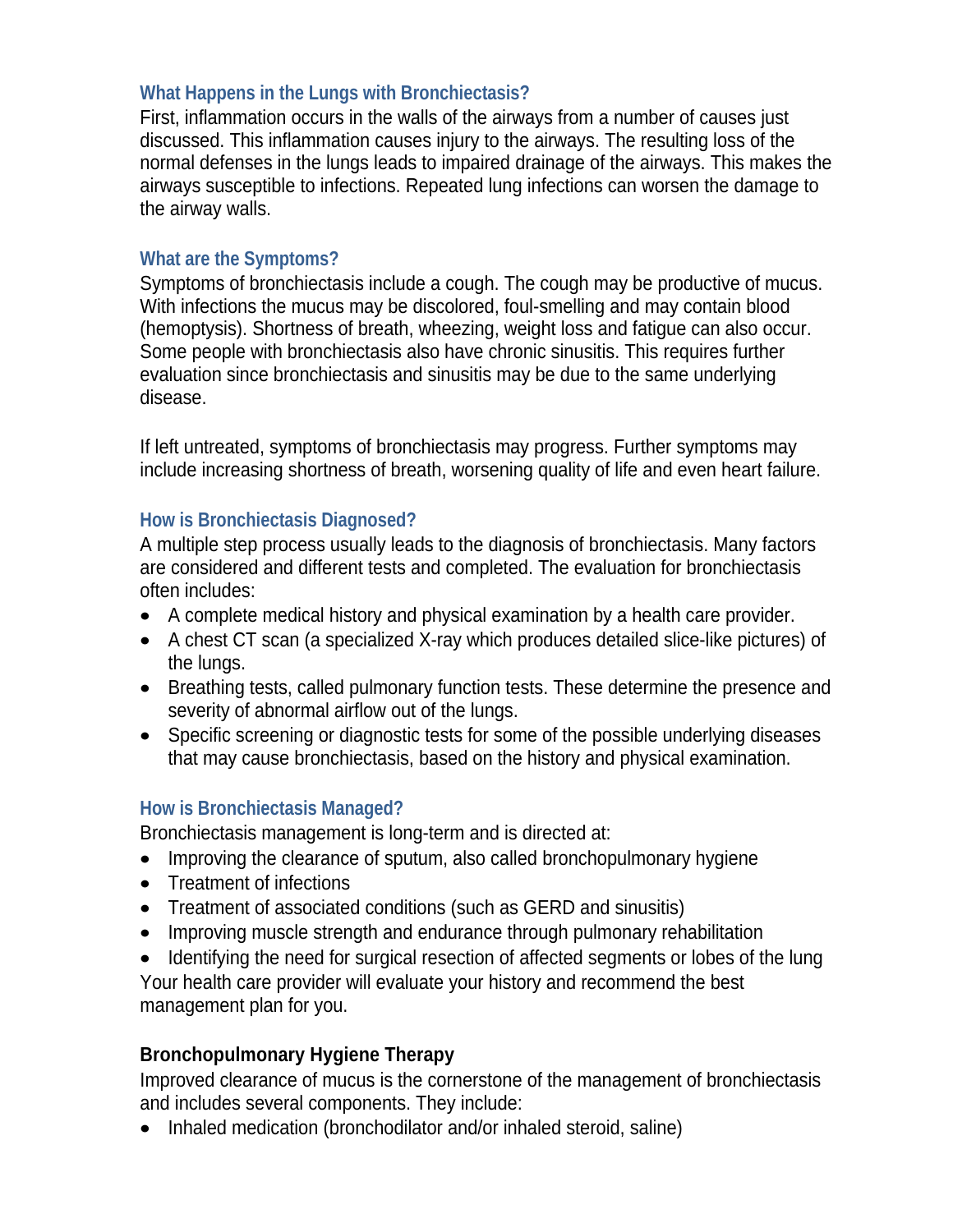### What Happens in the Lungs with Bronchiectasis?

First, inflammation occurs in the walls of the airways from a number of causes just discussed. This inflammation causes injury to the airways. The resulting loss of the normal defenses in the lungs leads to impaired drainage of the airways. This makes the airways susceptible to infections. Repeated lung infections can worsen the damage to the airway walls.

### What are the Symptoms?

Symptoms of bronchiectasis include a cough. The cough may be productive of mucus. With infections the mucus may be discolored, foul-smelling and may contain blood (hemoptysis). Shortness of breath, wheezing, weight loss and fatigue can also occur. Some people with bronchiectasis also have chronic sinusitis. This requires further evaluation since bronchiectasis and sinusitis may be due to the same underlying disease.

If left untreated, symptoms of bronchiectasis may progress. Further symptoms may include increasing shortness of breath, worsening quality of life and even heart failure.

### How is Bronchiectasis Diagnosed?

A multiple step process usually leads to the diagnosis of bronchiectasis. Many factors are considered and different tests and completed. The evaluation for bronchiectasis often includes:

- A complete medical history and physical examination by a health care provider.
- A chest CT scan (a specialized X-ray which produces detailed slice-like pictures) of the lungs.
- Breathing tests, called pulmonary function tests. These determine the presence and severity of abnormal airflow out of the lungs.
- Specific screening or diagnostic tests for some of the possible underlying diseases that may cause bronchiectasis, based on the history and physical examination.

### How is Bronchiectasis Managed?

Bronchiectasis management is long-term and is directed at:

- Improving the clearance of sputum, also called bronchopulmonary hygiene
- Treatment of infections
- Treatment of associated conditions (such as GERD and sinusitis)
- Improving muscle strength and endurance through pulmonary rehabilitation
- Identifying the need for surgical resection of affected segments or lobes of the lung

Your health care provider will evaluate your history and recommend the best management plan for you.

#### Bronchopulmonary Hygiene Therapy

Improved clearance of mucus is the cornerstone of the management of bronchiectasis and includes several components. They include:

- Inhaled medication (bronchodilator and/or inhaled steroid, saline)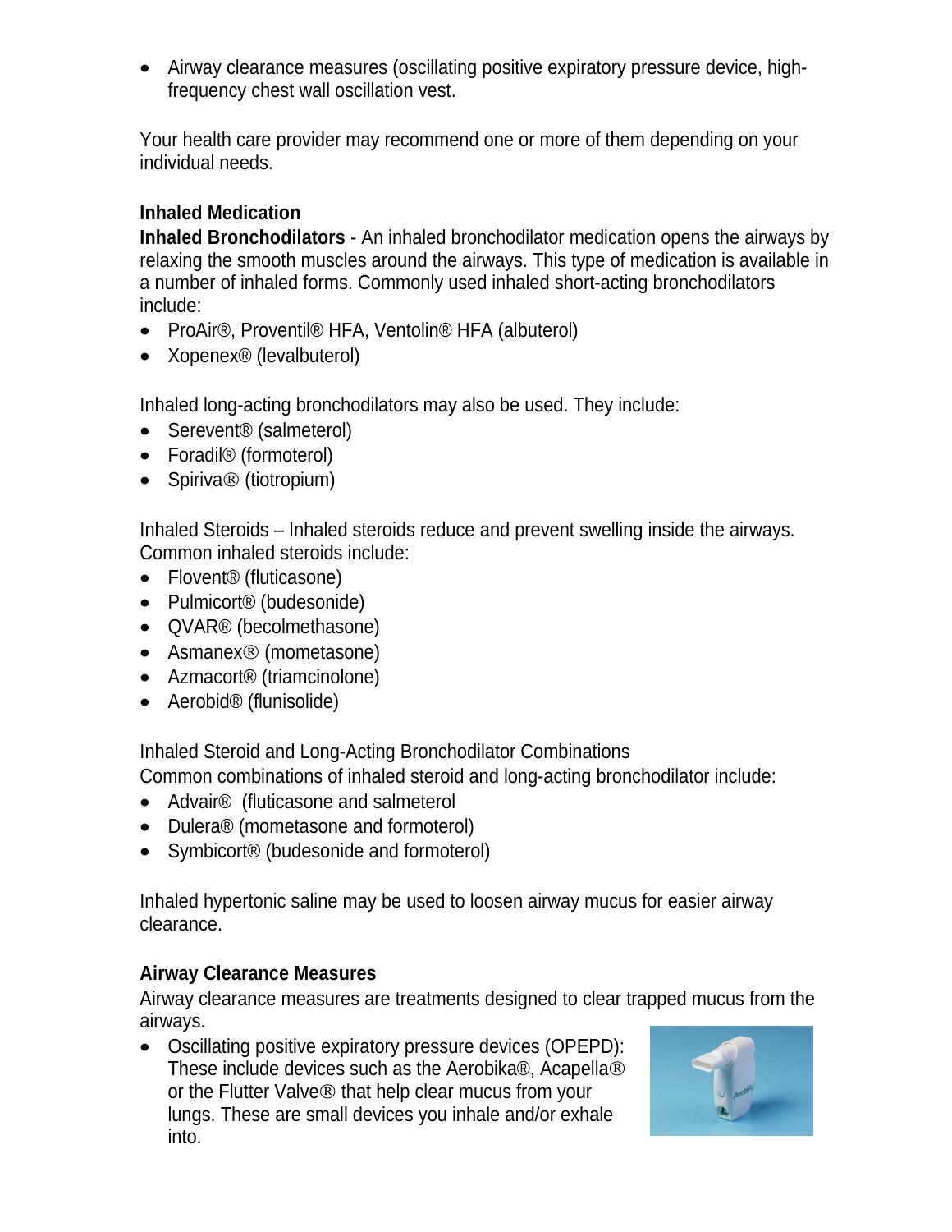- Airway clearance measures (oscillating positive expiratory pressure device, high-frequency chest wall oscillation vest.

Your health care provider may recommend one or more of them depending on your individual needs.

**Inhaled Medication**

**Inhaled Bronchodilators** - An inhaled bronchodilator medication opens the airways by relaxing the smooth muscles around the airways. This type of medication is available in a number of inhaled forms. Commonly used inhaled short-acting bronchodilators include:

- ProAir®, Proventil® HFA, Ventolin® HFA (albuterol)
- Xopenex® (levalbuterol)

Inhaled long-acting bronchodilators may also be used. They include:

- Serevent® (salmeterol)
- Foradil® (formoterol)
- Spiriva® (tiotropium)

Inhaled Steroids – Inhaled steroids reduce and prevent swelling inside the airways. Common inhaled steroids include:

- Flovent® (fluticasone)
- Pulmicort® (budesonide)
- QVAR® (becolmethasone)
- Asmanex® (mometasone)
- Azmacort® (triamcinolone)
- Aerobid® (flunisolide)

Inhaled Steroid and Long-Acting Bronchodilator Combinations
Common combinations of inhaled steroid and long-acting bronchodilator include:

- Advair® (fluticasone and salmeterol
- Dulera® (mometasone and formoterol)
- Symbicort® (budesonide and formoterol)

Inhaled hypertonic saline may be used to loosen airway mucus for easier airway clearance.

**Airway Clearance Measures**

Airway clearance measures are treatments designed to clear trapped mucus from the airways.

- Oscillating positive expiratory pressure devices (OPEPD): These include devices such as the Aerobika®, Acapella® or the Flutter Valve® that help clear mucus from your lungs. These are small devices you inhale and/or exhale into.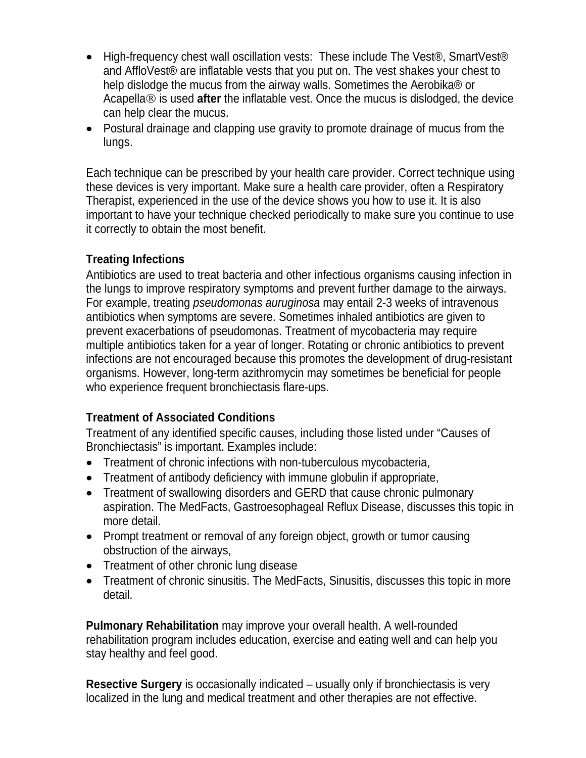- High-frequency chest wall oscillation vests: These include The Vest®, SmartVest® and AffloVest® are inflatable vests that you put on. The vest shakes your chest to help dislodge the mucus from the airway walls. Sometimes the Aerobika® or Acapella® is used **after** the inflatable vest. Once the mucus is dislodged, the device can help clear the mucus.
- Postural drainage and clapping use gravity to promote drainage of mucus from the lungs.

Each technique can be prescribed by your health care provider. Correct technique using these devices is very important. Make sure a health care provider, often a Respiratory Therapist, experienced in the use of the device shows you how to use it. It is also important to have your technique checked periodically to make sure you continue to use it correctly to obtain the most benefit.

**Treating Infections**

Antibiotics are used to treat bacteria and other infectious organisms causing infection in the lungs to improve respiratory symptoms and prevent further damage to the airways. For example, treating *pseudomonas auruginosa* may entail 2-3 weeks of intravenous antibiotics when symptoms are severe. Sometimes inhaled antibiotics are given to prevent exacerbations of pseudomonas. Treatment of mycobacteria may require multiple antibiotics taken for a year of longer. Rotating or chronic antibiotics to prevent infections are not encouraged because this promotes the development of drug-resistant organisms. However, long-term azithromycin may sometimes be beneficial for people who experience frequent bronchiectasis flare-ups.

**Treatment of Associated Conditions**

Treatment of any identified specific causes, including those listed under "Causes of Bronchiectasis" is important. Examples include:

- Treatment of chronic infections with non-tuberculous mycobacteria,
- Treatment of antibody deficiency with immune globulin if appropriate,
- Treatment of swallowing disorders and GERD that cause chronic pulmonary aspiration. The MedFacts, Gastroesophageal Reflux Disease, discusses this topic in more detail.
- Prompt treatment or removal of any foreign object, growth or tumor causing obstruction of the airways,
- Treatment of other chronic lung disease
- Treatment of chronic sinusitis. The MedFacts, Sinusitis, discusses this topic in more detail.

**Pulmonary Rehabilitation** may improve your overall health. A well-rounded rehabilitation program includes education, exercise and eating well and can help you stay healthy and feel good.

**Resective Surgery** is occasionally indicated – usually only if bronchiectasis is very localized in the lung and medical treatment and other therapies are not effective.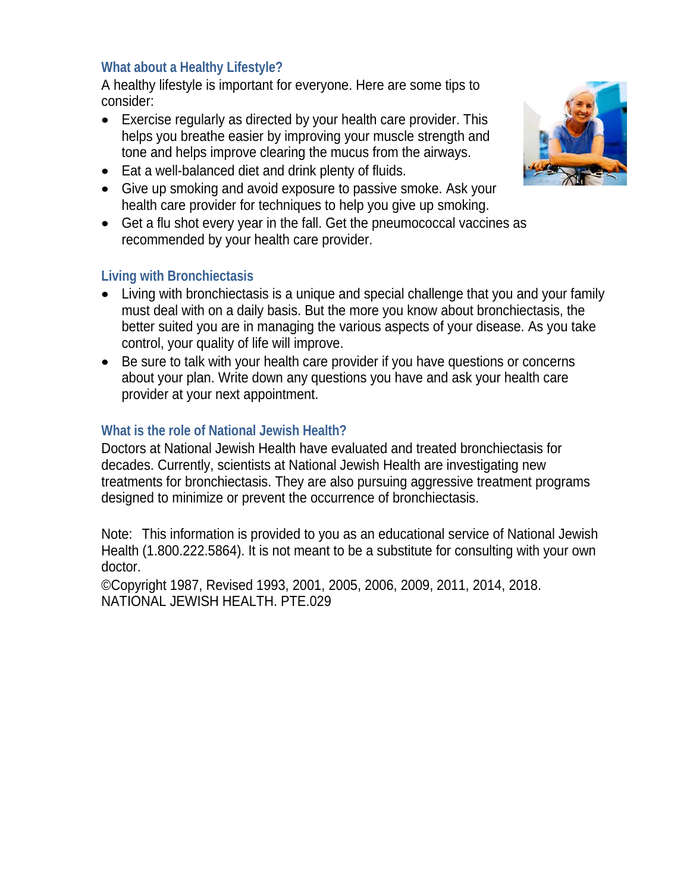## What about a Healthy Lifestyle?

A healthy lifestyle is important for everyone. Here are some tips to consider:

- Exercise regularly as directed by your health care provider. This helps you breathe easier by improving your muscle strength and tone and helps improve clearing the mucus from the airways.
- Eat a well-balanced diet and drink plenty of fluids.
- Give up smoking and avoid exposure to passive smoke. Ask your health care provider for techniques to help you give up smoking.
- Get a flu shot every year in the fall. Get the pneumococcal vaccines as recommended by your health care provider.

## Living with Bronchiectasis

- Living with bronchiectasis is a unique and special challenge that you and your family must deal with on a daily basis. But the more you know about bronchiectasis, the better suited you are in managing the various aspects of your disease. As you take control, your quality of life will improve.
- Be sure to talk with your health care provider if you have questions or concerns about your plan. Write down any questions you have and ask your health care provider at your next appointment.

## What is the role of National Jewish Health?

Doctors at National Jewish Health have evaluated and treated bronchiectasis for decades. Currently, scientists at National Jewish Health are investigating new treatments for bronchiectasis. They are also pursuing aggressive treatment programs designed to minimize or prevent the occurrence of bronchiectasis.

Note: This information is provided to you as an educational service of National Jewish Health (1.800.222.5864). It is not meant to be a substitute for consulting with your own doctor.

©Copyright 1987, Revised 1993, 2001, 2005, 2006, 2009, 2011, 2014, 2018.
NATIONAL JEWISH HEALTH. PTE.029